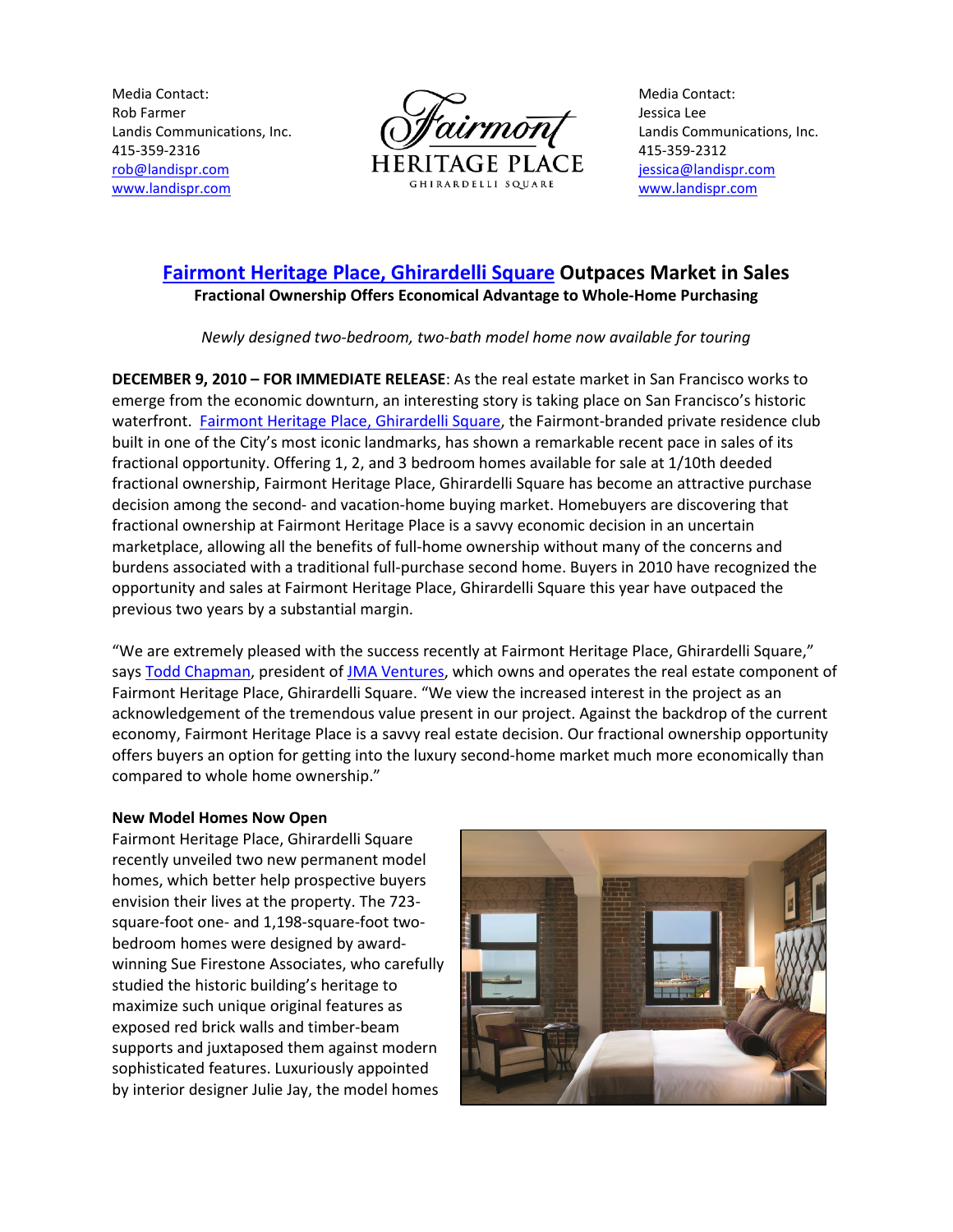Media Contact:
Rob Farmer
Landis Communications, Inc.
415-359-2316
rob@landispr.com
www.landispr.com

Fairmont
HERITAGE PLACE
GHIRARDELLI SQUARE

Media Contact:
Jessica Lee
Landis Communications, Inc.
415-359-2312
jessica@landispr.com
www.landispr.com

# Fairmont Heritage Place, Ghirardelli Square Outpaces Market in Sales

**Fractional Ownership Offers Economical Advantage to Whole-Home Purchasing**

*Newly designed two-bedroom, two-bath model home now available for touring*

**DECEMBER 9, 2010 – FOR IMMEDIATE RELEASE**: As the real estate market in San Francisco works to emerge from the economic downturn, an interesting story is taking place on San Francisco's historic waterfront. Fairmont Heritage Place, Ghirardelli Square, the Fairmont-branded private residence club built in one of the City's most iconic landmarks, has shown a remarkable recent pace in sales of its fractional opportunity. Offering 1, 2, and 3 bedroom homes available for sale at 1/10th deeded fractional ownership, Fairmont Heritage Place, Ghirardelli Square has become an attractive purchase decision among the second- and vacation-home buying market. Homebuyers are discovering that fractional ownership at Fairmont Heritage Place is a savvy economic decision in an uncertain marketplace, allowing all the benefits of full-home ownership without many of the concerns and burdens associated with a traditional full-purchase second home. Buyers in 2010 have recognized the opportunity and sales at Fairmont Heritage Place, Ghirardelli Square this year have outpaced the previous two years by a substantial margin.

"We are extremely pleased with the success recently at Fairmont Heritage Place, Ghirardelli Square," says Todd Chapman, president of JMA Ventures, which owns and operates the real estate component of Fairmont Heritage Place, Ghirardelli Square. "We view the increased interest in the project as an acknowledgement of the tremendous value present in our project. Against the backdrop of the current economy, Fairmont Heritage Place is a savvy real estate decision. Our fractional ownership opportunity offers buyers an option for getting into the luxury second-home market much more economically than compared to whole home ownership."

**New Model Homes Now Open**

Fairmont Heritage Place, Ghirardelli Square recently unveiled two new permanent model homes, which better help prospective buyers envision their lives at the property. The 723-square-foot one- and 1,198-square-foot two-bedroom homes were designed by award-winning Sue Firestone Associates, who carefully studied the historic building's heritage to maximize such unique original features as exposed red brick walls and timber-beam supports and juxtaposed them against modern sophisticated features. Luxuriously appointed by interior designer Julie Jay, the model homes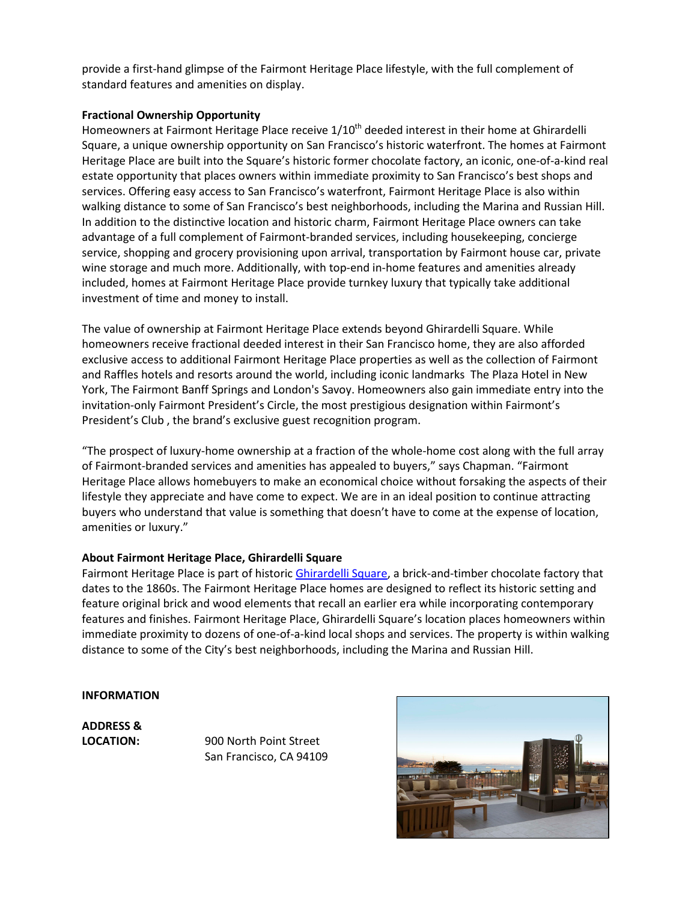provide a first-hand glimpse of the Fairmont Heritage Place lifestyle, with the full complement of standard features and amenities on display.

**Fractional Ownership Opportunity**

Homeowners at Fairmont Heritage Place receive 1/10$^{th}$ deeded interest in their home at Ghirardelli Square, a unique ownership opportunity on San Francisco's historic waterfront. The homes at Fairmont Heritage Place are built into the Square's historic former chocolate factory, an iconic, one-of-a-kind real estate opportunity that places owners within immediate proximity to San Francisco's best shops and services. Offering easy access to San Francisco's waterfront, Fairmont Heritage Place is also within walking distance to some of San Francisco's best neighborhoods, including the Marina and Russian Hill. In addition to the distinctive location and historic charm, Fairmont Heritage Place owners can take advantage of a full complement of Fairmont-branded services, including housekeeping, concierge service, shopping and grocery provisioning upon arrival, transportation by Fairmont house car, private wine storage and much more. Additionally, with top-end in-home features and amenities already included, homes at Fairmont Heritage Place provide turnkey luxury that typically take additional investment of time and money to install.

The value of ownership at Fairmont Heritage Place extends beyond Ghirardelli Square. While homeowners receive fractional deeded interest in their San Francisco home, they are also afforded exclusive access to additional Fairmont Heritage Place properties as well as the collection of Fairmont and Raffles hotels and resorts around the world, including iconic landmarks The Plaza Hotel in New York, The Fairmont Banff Springs and London's Savoy. Homeowners also gain immediate entry into the invitation-only Fairmont President's Circle, the most prestigious designation within Fairmont's President's Club , the brand's exclusive guest recognition program.

"The prospect of luxury-home ownership at a fraction of the whole-home cost along with the full array of Fairmont-branded services and amenities has appealed to buyers," says Chapman. "Fairmont Heritage Place allows homebuyers to make an economical choice without forsaking the aspects of their lifestyle they appreciate and have come to expect. We are in an ideal position to continue attracting buyers who understand that value is something that doesn't have to come at the expense of location, amenities or luxury."

**About Fairmont Heritage Place, Ghirardelli Square**

Fairmont Heritage Place is part of historic Ghirardelli Square, a brick-and-timber chocolate factory that dates to the 1860s. The Fairmont Heritage Place homes are designed to reflect its historic setting and feature original brick and wood elements that recall an earlier era while incorporating contemporary features and finishes. Fairmont Heritage Place, Ghirardelli Square's location places homeowners within immediate proximity to dozens of one-of-a-kind local shops and services. The property is within walking distance to some of the City's best neighborhoods, including the Marina and Russian Hill.

**INFORMATION**

**ADDRESS & LOCATION:** 900 North Point Street
San Francisco, CA 94109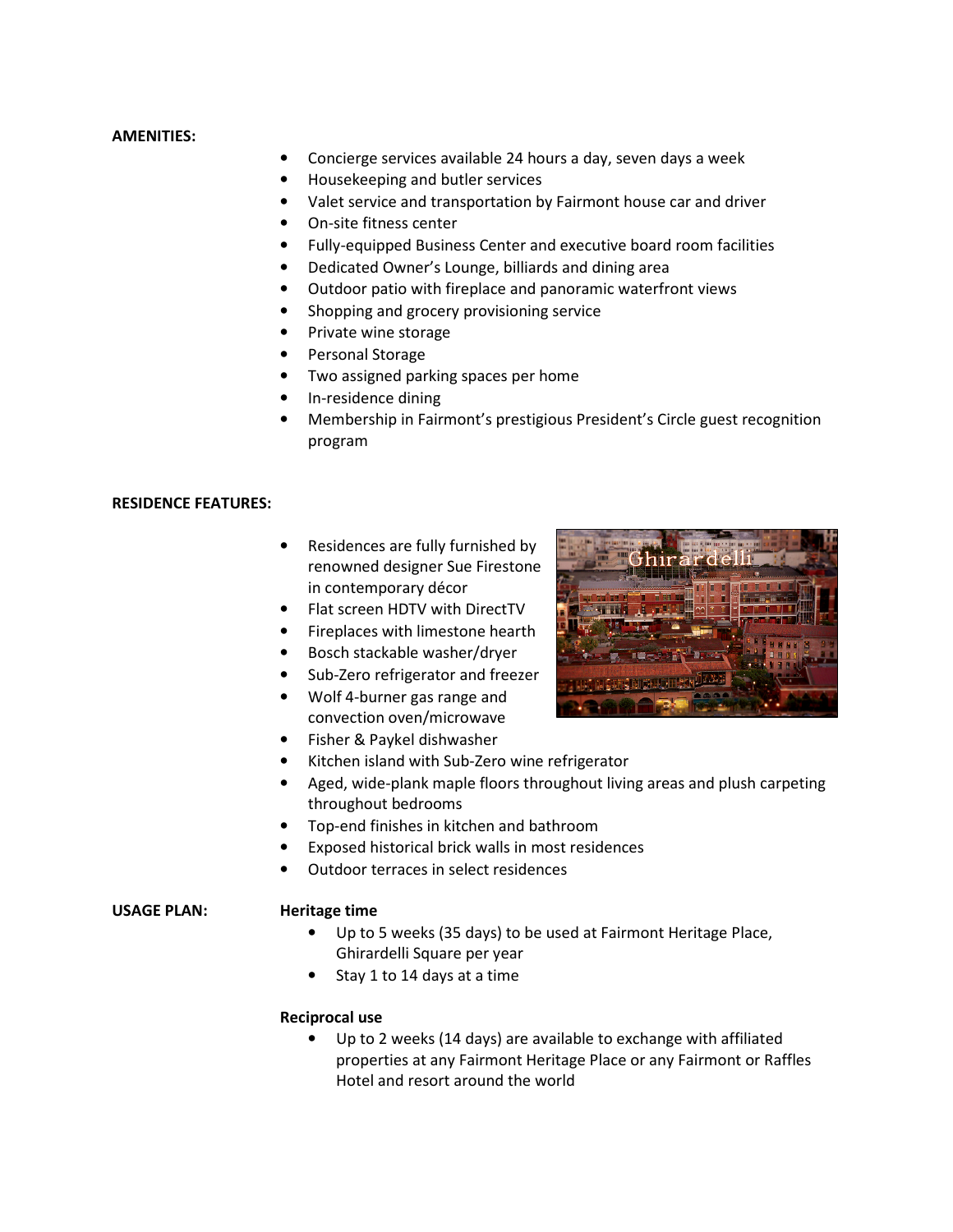**AMENITIES:**

- Concierge services available 24 hours a day, seven days a week
- Housekeeping and butler services
- Valet service and transportation by Fairmont house car and driver
- On-site fitness center
- Fully-equipped Business Center and executive board room facilities
- Dedicated Owner's Lounge, billiards and dining area
- Outdoor patio with fireplace and panoramic waterfront views
- Shopping and grocery provisioning service
- Private wine storage
- Personal Storage
- Two assigned parking spaces per home
- In-residence dining
- Membership in Fairmont's prestigious President's Circle guest recognition program

**RESIDENCE FEATURES:**

- Residences are fully furnished by renowned designer Sue Firestone in contemporary décor
- Flat screen HDTV with DirectTV
- Fireplaces with limestone hearth
- Bosch stackable washer/dryer
- Sub-Zero refrigerator and freezer
- Wolf 4-burner gas range and convection oven/microwave
- Fisher & Paykel dishwasher
- Kitchen island with Sub-Zero wine refrigerator
- Aged, wide-plank maple floors throughout living areas and plush carpeting throughout bedrooms
- Top-end finishes in kitchen and bathroom
- Exposed historical brick walls in most residences
- Outdoor terraces in select residences

**USAGE PLAN:**

**Heritage time**

- Up to 5 weeks (35 days) to be used at Fairmont Heritage Place, Ghirardelli Square per year
- Stay 1 to 14 days at a time

**Reciprocal use**

- Up to 2 weeks (14 days) are available to exchange with affiliated properties at any Fairmont Heritage Place or any Fairmont or Raffles Hotel and resort around the world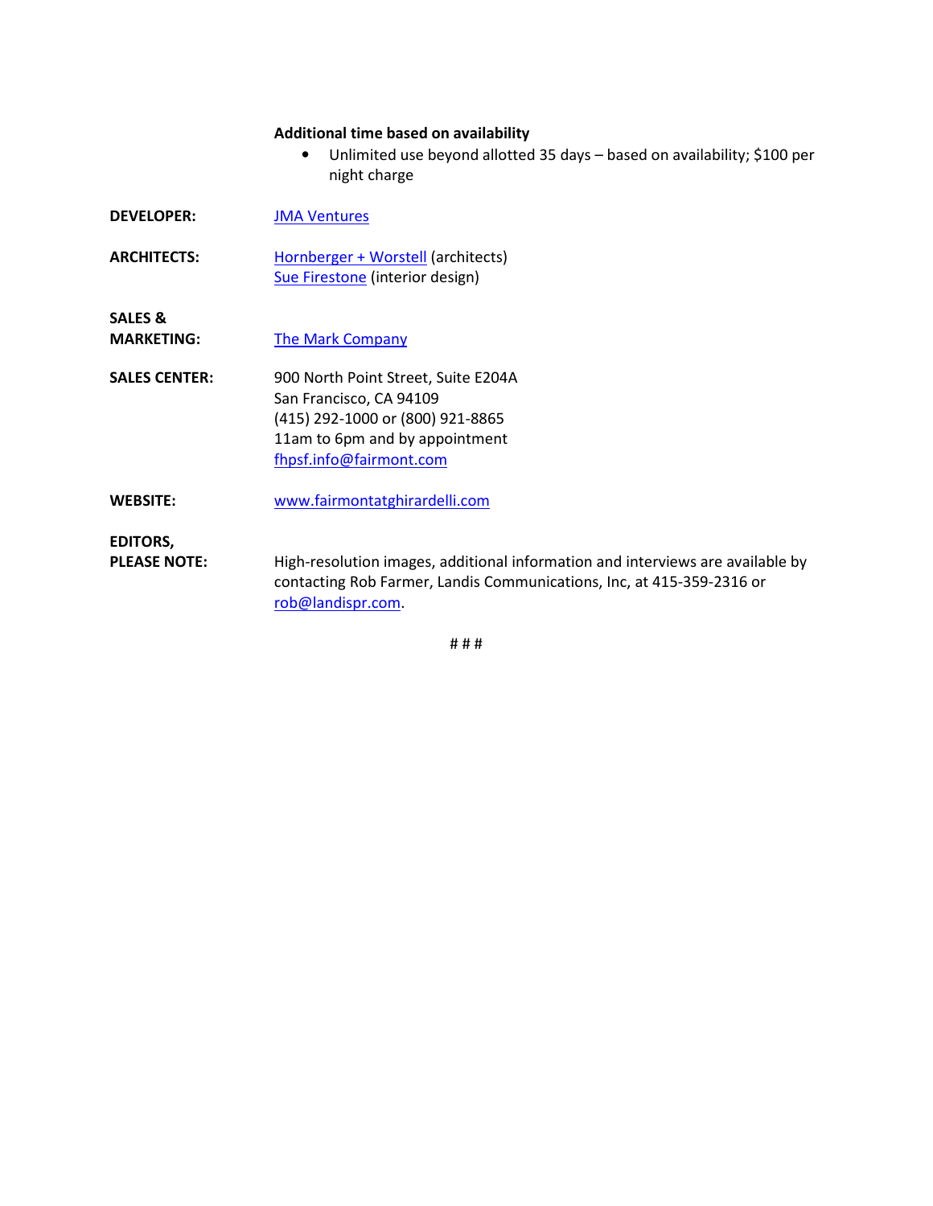**Additional time based on availability**

- Unlimited use beyond allotted 35 days – based on availability; $100 per night charge

**DEVELOPER:** JMA Ventures

**ARCHITECTS:** Hornberger + Worstell (architects)
Sue Firestone (interior design)

**SALES & MARKETING:** The Mark Company

**SALES CENTER:** 900 North Point Street, Suite E204A
San Francisco, CA 94109
(415) 292-1000 or (800) 921-8865
11am to 6pm and by appointment
fhpsf.info@fairmont.com

**WEBSITE:** www.fairmontatghirardelli.com

**EDITORS, PLEASE NOTE:** High-resolution images, additional information and interviews are available by contacting Rob Farmer, Landis Communications, Inc, at 415-359-2316 or rob@landispr.com.

# # #